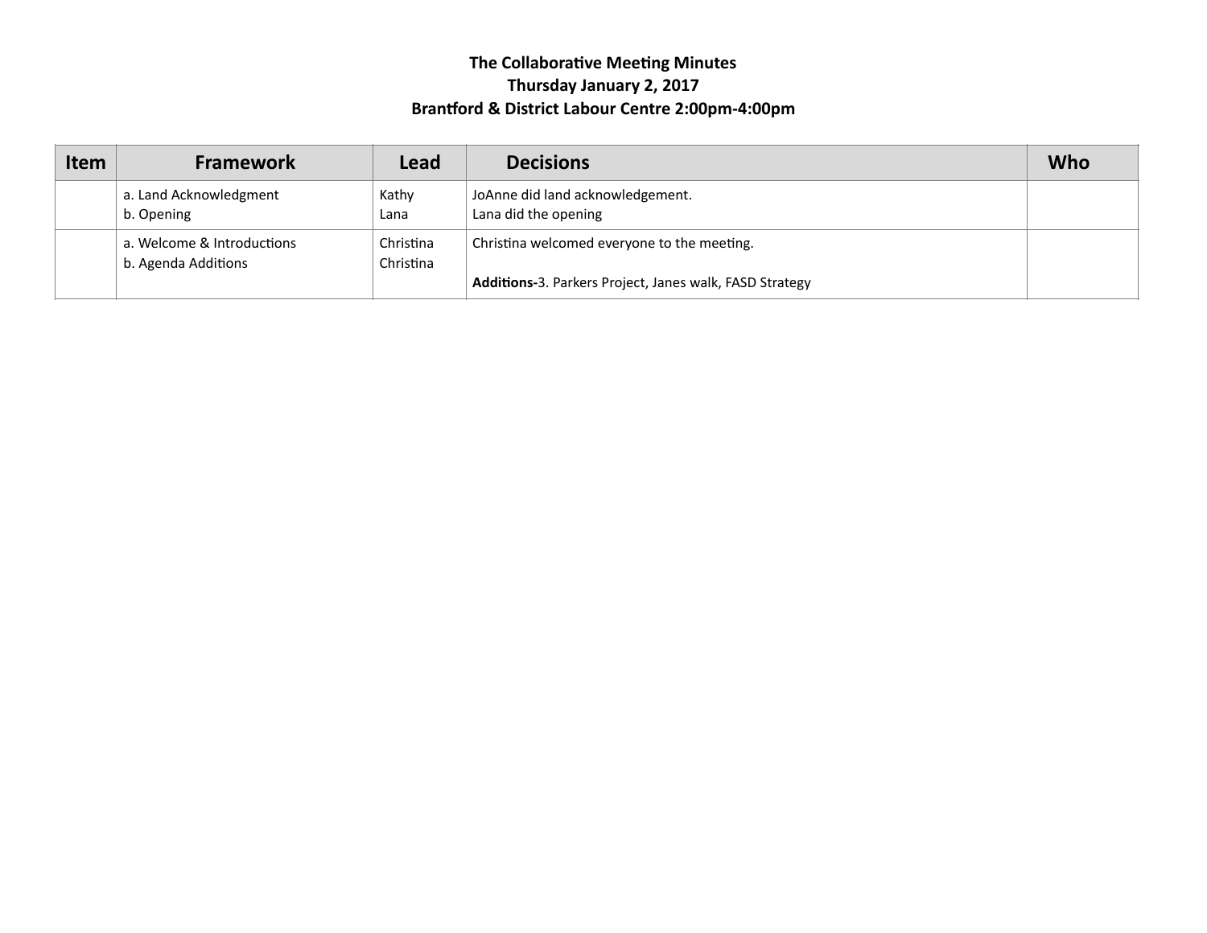**The Collaborative Meeting Minutes**
**Thursday January 2, 2017**
**Brantford & District Labour Centre 2:00pm-4:00pm**

| Item | Framework | Lead | Decisions | Who |
|---|---|---|---|---|
| | a. Land Acknowledgment<br>b. Opening | Kathy<br>Lana | JoAnne did land acknowledgement.<br>Lana did the opening | |
| | a. Welcome & Introductions<br>b. Agenda Additions | Christina<br>Christina | Christina welcomed everyone to the meeting.<br><br>**Additions-**3. Parkers Project, Janes walk, FASD Strategy | |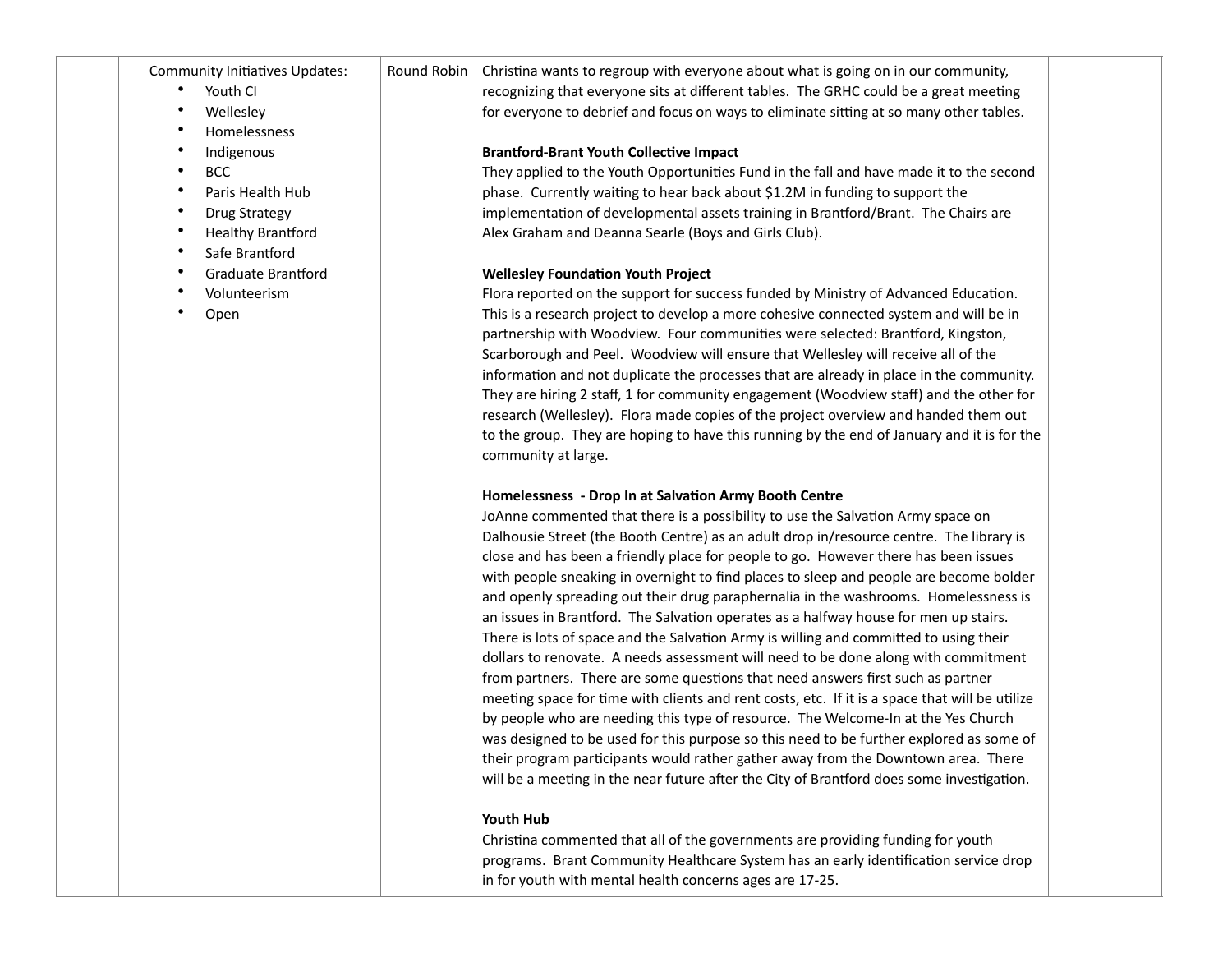| | Agenda Item | Lead | Discussion | Action |
|---|---|---|---|---|
| | Community Initiatives Updates:<br>• Youth CI<br>• Wellesley<br>• Homelessness<br>• Indigenous<br>• BCC<br>• Paris Health Hub<br>• Drug Strategy<br>• Healthy Brantford<br>• Safe Brantford<br>• Graduate Brantford<br>• Volunteerism<br>• Open | Round Robin | Christina wants to regroup with everyone about what is going on in our community, recognizing that everyone sits at different tables. The GRHC could be a great meeting for everyone to debrief and focus on ways to eliminate sitting at so many other tables.<br><br>**Brantford-Brant Youth Collective Impact**<br>They applied to the Youth Opportunities Fund in the fall and have made it to the second phase. Currently waiting to hear back about $1.2M in funding to support the implementation of developmental assets training in Brantford/Brant. The Chairs are Alex Graham and Deanna Searle (Boys and Girls Club).<br><br>**Wellesley Foundation Youth Project**<br>Flora reported on the support for success funded by Ministry of Advanced Education. This is a research project to develop a more cohesive connected system and will be in partnership with Woodview. Four communities were selected: Brantford, Kingston, Scarborough and Peel. Woodview will ensure that Wellesley will receive all of the information and not duplicate the processes that are already in place in the community. They are hiring 2 staff, 1 for community engagement (Woodview staff) and the other for research (Wellesley). Flora made copies of the project overview and handed them out to the group. They are hoping to have this running by the end of January and it is for the community at large.<br><br>**Homelessness - Drop In at Salvation Army Booth Centre**<br>JoAnne commented that there is a possibility to use the Salvation Army space on Dalhousie Street (the Booth Centre) as an adult drop in/resource centre. The library is close and has been a friendly place for people to go. However there has been issues with people sneaking in overnight to find places to sleep and people are become bolder and openly spreading out their drug paraphernalia in the washrooms. Homelessness is an issues in Brantford. The Salvation operates as a halfway house for men up stairs. There is lots of space and the Salvation Army is willing and committed to using their dollars to renovate. A needs assessment will need to be done along with commitment from partners. There are some questions that need answers first such as partner meeting space for time with clients and rent costs, etc. If it is a space that will be utilize by people who are needing this type of resource. The Welcome-In at the Yes Church was designed to be used for this purpose so this need to be further explored as some of their program participants would rather gather away from the Downtown area. There will be a meeting in the near future after the City of Brantford does some investigation.<br><br>**Youth Hub**<br>Christina commented that all of the governments are providing funding for youth programs. Brant Community Healthcare System has an early identification service drop in for youth with mental health concerns ages are 17-25. | |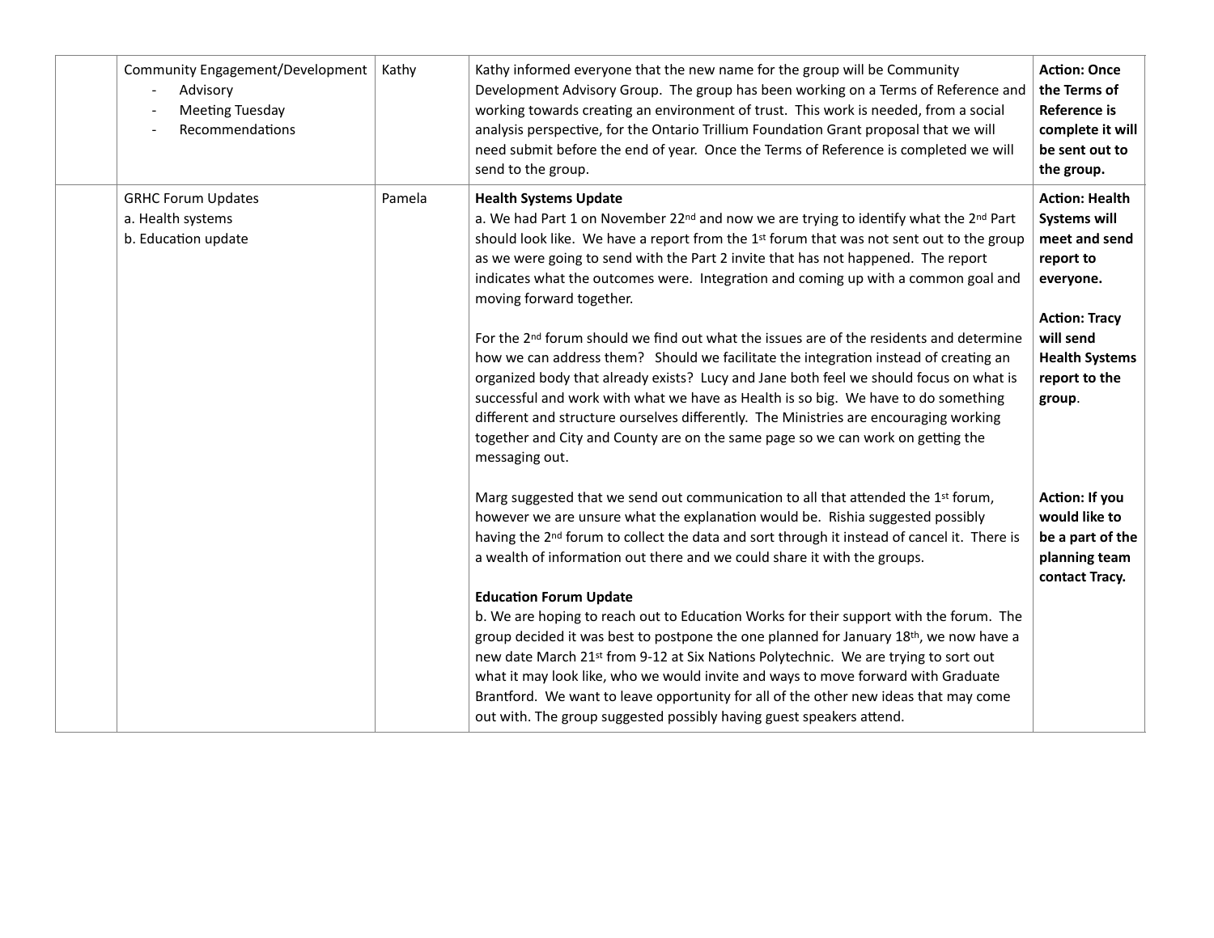| | | | | |
|---|---|---|---|---|
| | Community Engagement/Development<br>- Advisory<br>- Meeting Tuesday<br>- Recommendations | Kathy | Kathy informed everyone that the new name for the group will be Community Development Advisory Group. The group has been working on a Terms of Reference and working towards creating an environment of trust. This work is needed, from a social analysis perspective, for the Ontario Trillium Foundation Grant proposal that we will need submit before the end of year. Once the Terms of Reference is completed we will send to the group. | **Action: Once the Terms of Reference is complete it will be sent out to the group.** |
| | GRHC Forum Updates<br>a. Health systems<br>b. Education update | Pamela | **Health Systems Update**<br>a. We had Part 1 on November 22nd and now we are trying to identify what the 2nd Part should look like. We have a report from the 1st forum that was not sent out to the group as we were going to send with the Part 2 invite that has not happened. The report indicates what the outcomes were. Integration and coming up with a common goal and moving forward together.<br><br>For the 2nd forum should we find out what the issues are of the residents and determine how we can address them? Should we facilitate the integration instead of creating an organized body that already exists? Lucy and Jane both feel we should focus on what is successful and work with what we have as Health is so big. We have to do something different and structure ourselves differently. The Ministries are encouraging working together and City and County are on the same page so we can work on getting the messaging out.<br><br>Marg suggested that we send out communication to all that attended the 1st forum, however we are unsure what the explanation would be. Rishia suggested possibly having the 2nd forum to collect the data and sort through it instead of cancel it. There is a wealth of information out there and we could share it with the groups.<br><br>**Education Forum Update**<br>b. We are hoping to reach out to Education Works for their support with the forum. The group decided it was best to postpone the one planned for January 18th, we now have a new date March 21st from 9-12 at Six Nations Polytechnic. We are trying to sort out what it may look like, who we would invite and ways to move forward with Graduate Brantford. We want to leave opportunity for all of the other new ideas that may come out with. The group suggested possibly having guest speakers attend. | **Action: Health Systems will meet and send report to everyone.**<br><br>**Action: Tracy will send Health Systems report to the group**.<br><br>**Action: If you would like to be a part of the planning team contact Tracy.** |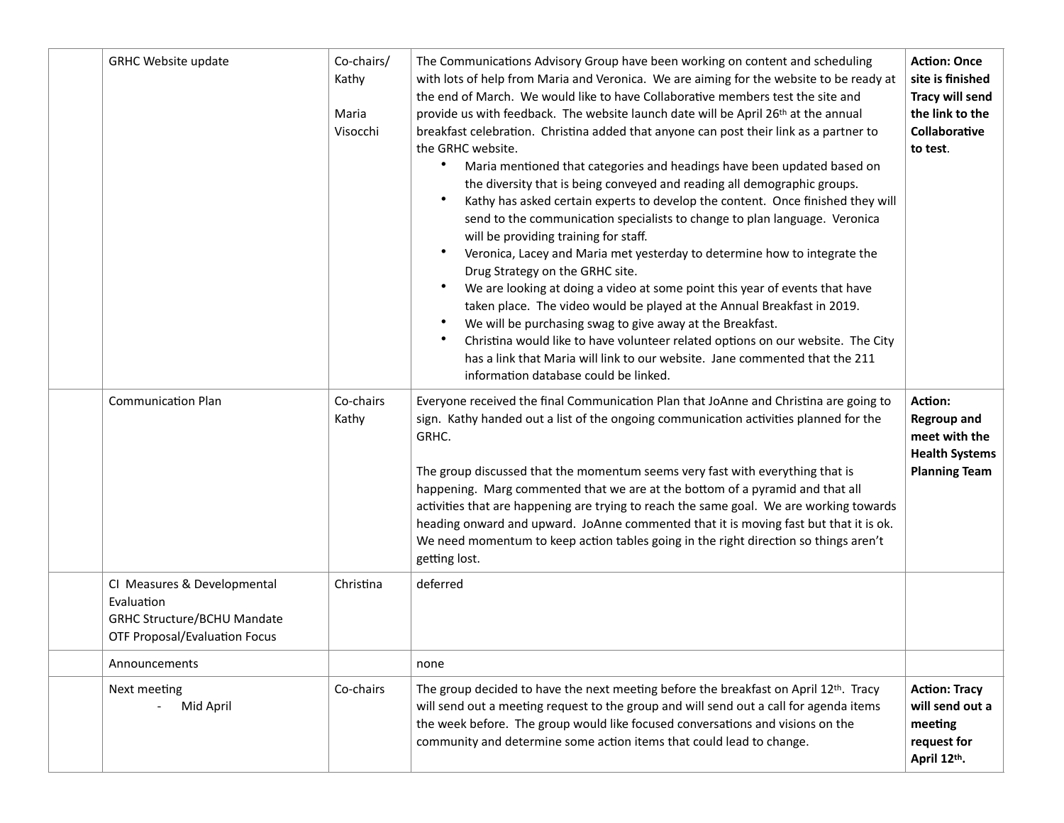|  | GRHC Website update | Co-chairs/ Kathy<br><br>Maria Visocchi | The Communications Advisory Group have been working on content and scheduling with lots of help from Maria and Veronica. We are aiming for the website to be ready at the end of March. We would like to have Collaborative members test the site and provide us with feedback. The website launch date will be April 26th at the annual breakfast celebration. Christina added that anyone can post their link as a partner to the GRHC website.<br>• Maria mentioned that categories and headings have been updated based on the diversity that is being conveyed and reading all demographic groups.<br>• Kathy has asked certain experts to develop the content. Once finished they will send to the communication specialists to change to plan language. Veronica will be providing training for staff.<br>• Veronica, Lacey and Maria met yesterday to determine how to integrate the Drug Strategy on the GRHC site.<br>• We are looking at doing a video at some point this year of events that have taken place. The video would be played at the Annual Breakfast in 2019.<br>• We will be purchasing swag to give away at the Breakfast.<br>• Christina would like to have volunteer related options on our website. The City has a link that Maria will link to our website. Jane commented that the 211 information database could be linked. | **Action: Once site is finished Tracy will send the link to the Collaborative to test.** |
|---|---|---|---|---|
|  | Communication Plan | Co-chairs Kathy | Everyone received the final Communication Plan that JoAnne and Christina are going to sign. Kathy handed out a list of the ongoing communication activities planned for the GRHC.<br><br>The group discussed that the momentum seems very fast with everything that is happening. Marg commented that we are at the bottom of a pyramid and that all activities that are happening are trying to reach the same goal. We are working towards heading onward and upward. JoAnne commented that it is moving fast but that it is ok. We need momentum to keep action tables going in the right direction so things aren't getting lost. | **Action: Regroup and meet with the Health Systems Planning Team** |
|  | CI Measures & Developmental Evaluation<br>GRHC Structure/BCHU Mandate<br>OTF Proposal/Evaluation Focus | Christina | deferred |  |
|  | Announcements |  | none |  |
|  | Next meeting<br>- Mid April | Co-chairs | The group decided to have the next meeting before the breakfast on April 12th. Tracy will send out a meeting request to the group and will send out a call for agenda items the week before. The group would like focused conversations and visions on the community and determine some action items that could lead to change. | **Action: Tracy will send out a meeting request for April 12th.** |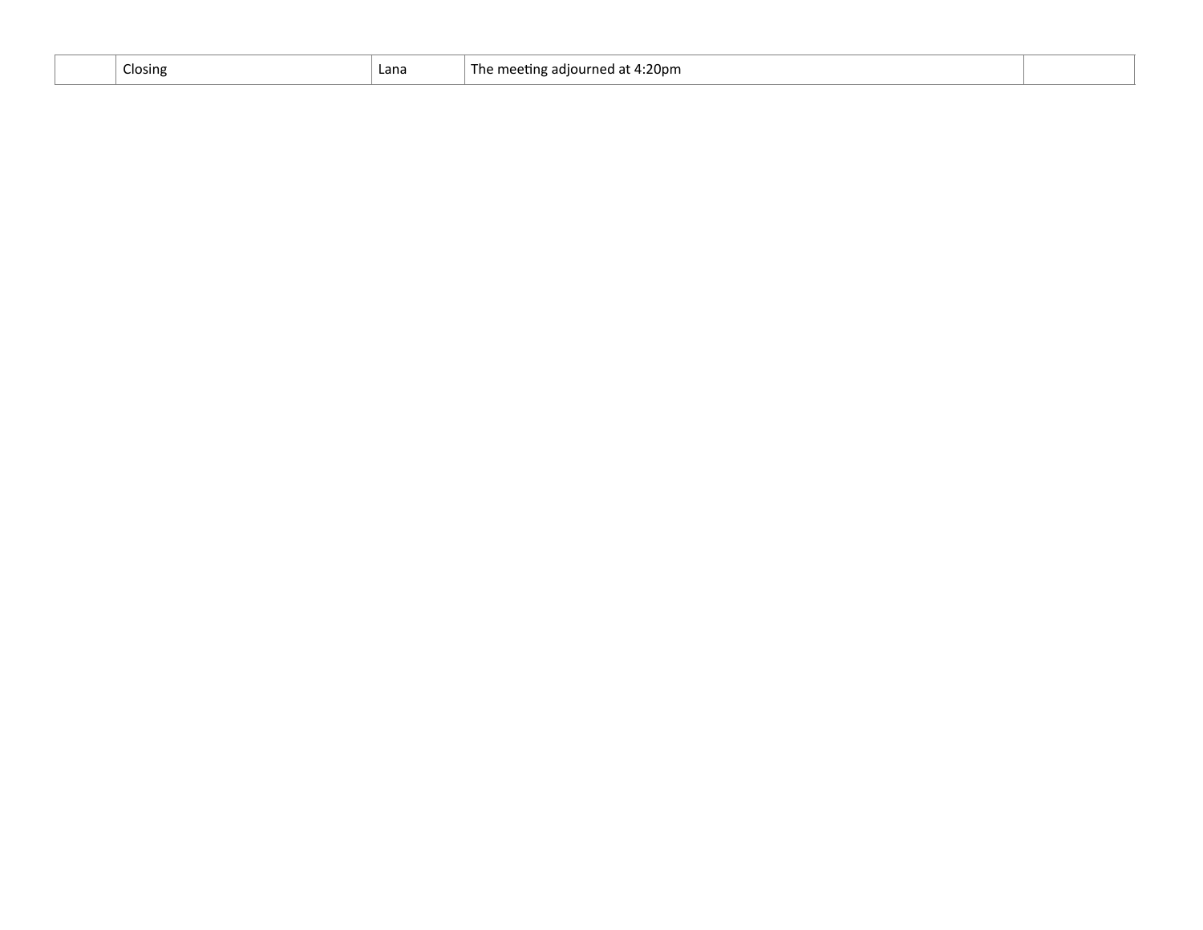| | | | | |
|---|---|---|---|---|
| | Closing | Lana | The meeting adjourned at 4:20pm | |